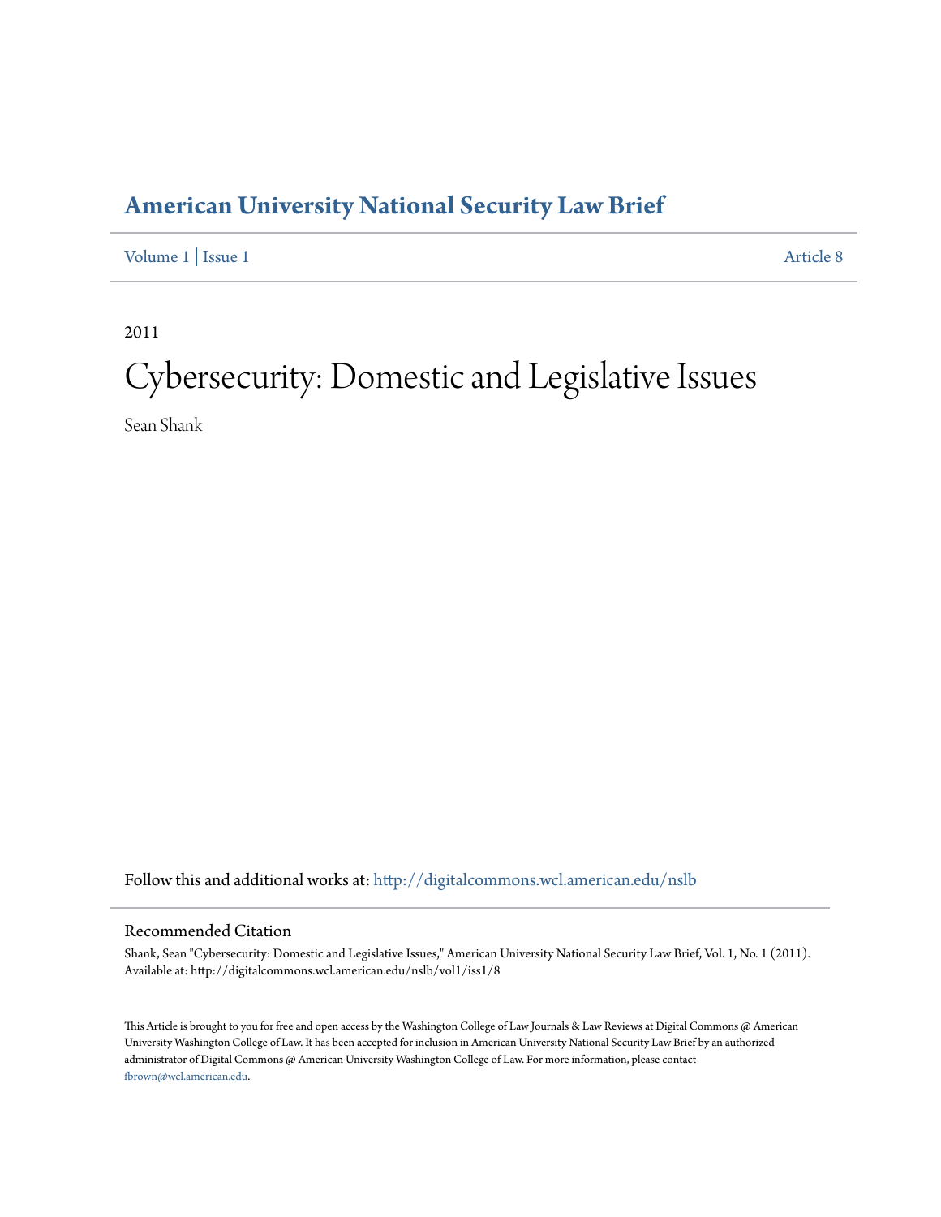# American University National Security Law Brief

Volume 1 | Issue 1 Article 8

2011

# Cybersecurity: Domestic and Legislative Issues

Sean Shank

Follow this and additional works at: http://digitalcommons.wcl.american.edu/nslb

## Recommended Citation

Shank, Sean "Cybersecurity: Domestic and Legislative Issues," American University National Security Law Brief, Vol. 1, No. 1 (2011). Available at: http://digitalcommons.wcl.american.edu/nslb/vol1/iss1/8

This Article is brought to you for free and open access by the Washington College of Law Journals & Law Reviews at Digital Commons @ American University Washington College of Law. It has been accepted for inclusion in American University National Security Law Brief by an authorized administrator of Digital Commons @ American University Washington College of Law. For more information, please contact fbrown@wcl.american.edu.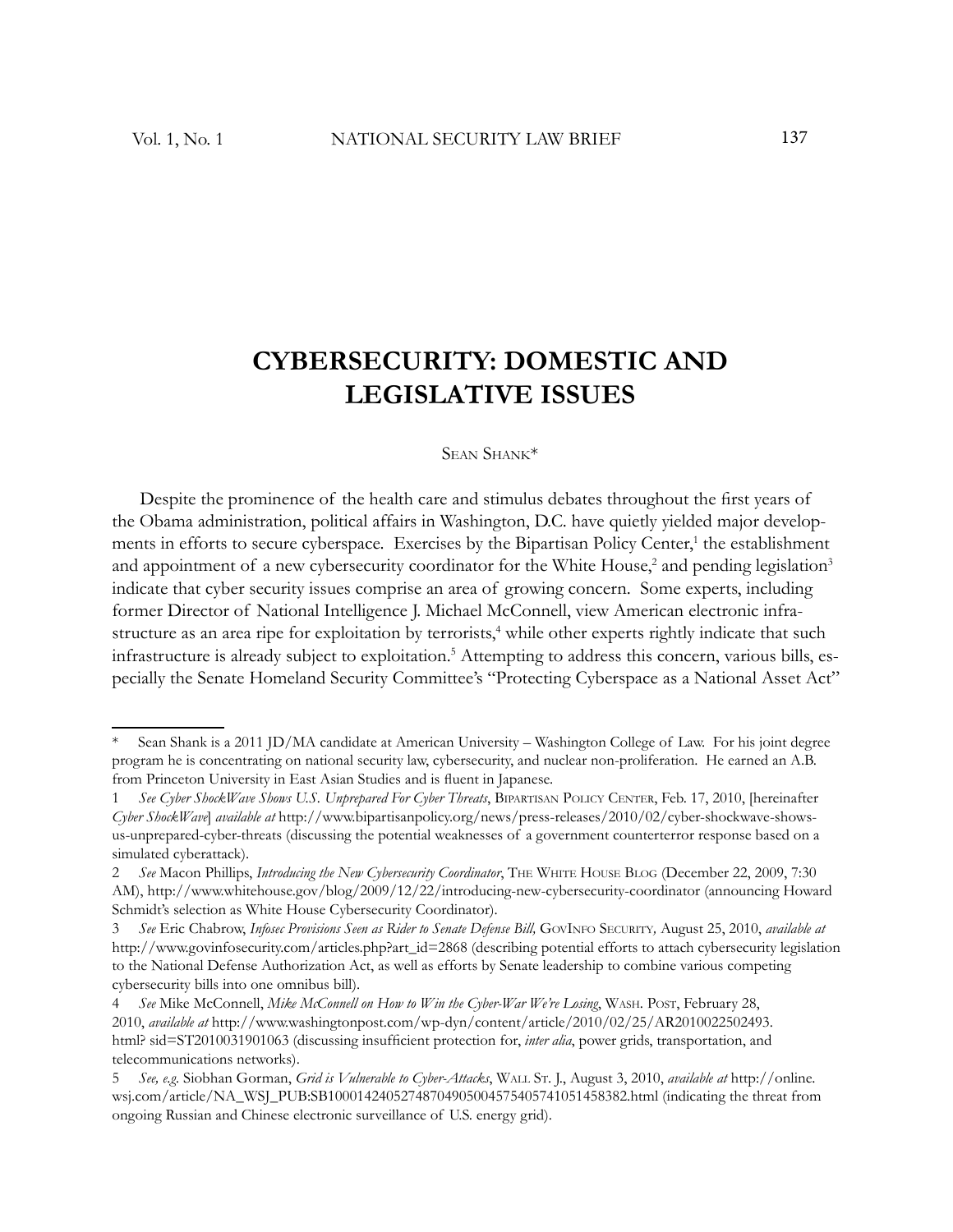# CYBERSECURITY: DOMESTIC AND LEGISLATIVE ISSUES

Sean Shank*

Despite the prominence of the health care and stimulus debates throughout the first years of the Obama administration, political affairs in Washington, D.C. have quietly yielded major developments in efforts to secure cyberspace. Exercises by the Bipartisan Policy Center,[1] the establishment and appointment of a new cybersecurity coordinator for the White House,[2] and pending legislation[3] indicate that cyber security issues comprise an area of growing concern. Some experts, including former Director of National Intelligence J. Michael McConnell, view American electronic infrastructure as an area ripe for exploitation by terrorists,[4] while other experts rightly indicate that such infrastructure is already subject to exploitation.[5] Attempting to address this concern, various bills, especially the Senate Homeland Security Committee's "Protecting Cyberspace as a National Asset Act"

---

\* Sean Shank is a 2011 JD/MA candidate at American University – Washington College of Law. For his joint degree program he is concentrating on national security law, cybersecurity, and nuclear non-proliferation. He earned an A.B. from Princeton University in East Asian Studies and is fluent in Japanese.

1 *See Cyber ShockWave Shows U.S. Unprepared For Cyber Threats*, Bipartisan Policy Center, Feb. 17, 2010, [hereinafter *Cyber ShockWave*] *available at* http://www.bipartisanpolicy.org/news/press-releases/2010/02/cyber-shockwave-shows-us-unprepared-cyber-threats (discussing the potential weaknesses of a government counterterror response based on a simulated cyberattack).

2 *See* Macon Phillips, *Introducing the New Cybersecurity Coordinator*, The White House Blog (December 22, 2009, 7:30 AM), http://www.whitehouse.gov/blog/2009/12/22/introducing-new-cybersecurity-coordinator (announcing Howard Schmidt's selection as White House Cybersecurity Coordinator).

3 *See* Eric Chabrow, *Infosec Provisions Seen as Rider to Senate Defense Bill,* GovInfo Security*,* August 25, 2010, *available at* http://www.govinfosecurity.com/articles.php?art_id=2868 (describing potential efforts to attach cybersecurity legislation to the National Defense Authorization Act, as well as efforts by Senate leadership to combine various competing cybersecurity bills into one omnibus bill).

4 *See* Mike McConnell, *Mike McConnell on How to Win the Cyber-War We're Losing*, Wash. Post, February 28, 2010, *available at* http://www.washingtonpost.com/wp-dyn/content/article/2010/02/25/AR2010022502493.html? sid=ST2010031901063 (discussing insufficient protection for, *inter alia*, power grids, transportation, and telecommunications networks).

5 *See, e.g.* Siobhan Gorman, *Grid is Vulnerable to Cyber-Attacks*, Wall St. J., August 3, 2010, *available at* http://online.wsj.com/article/NA_WSJ_PUB:SB10001424052748704905004575405741051458382.html (indicating the threat from ongoing Russian and Chinese electronic surveillance of U.S. energy grid).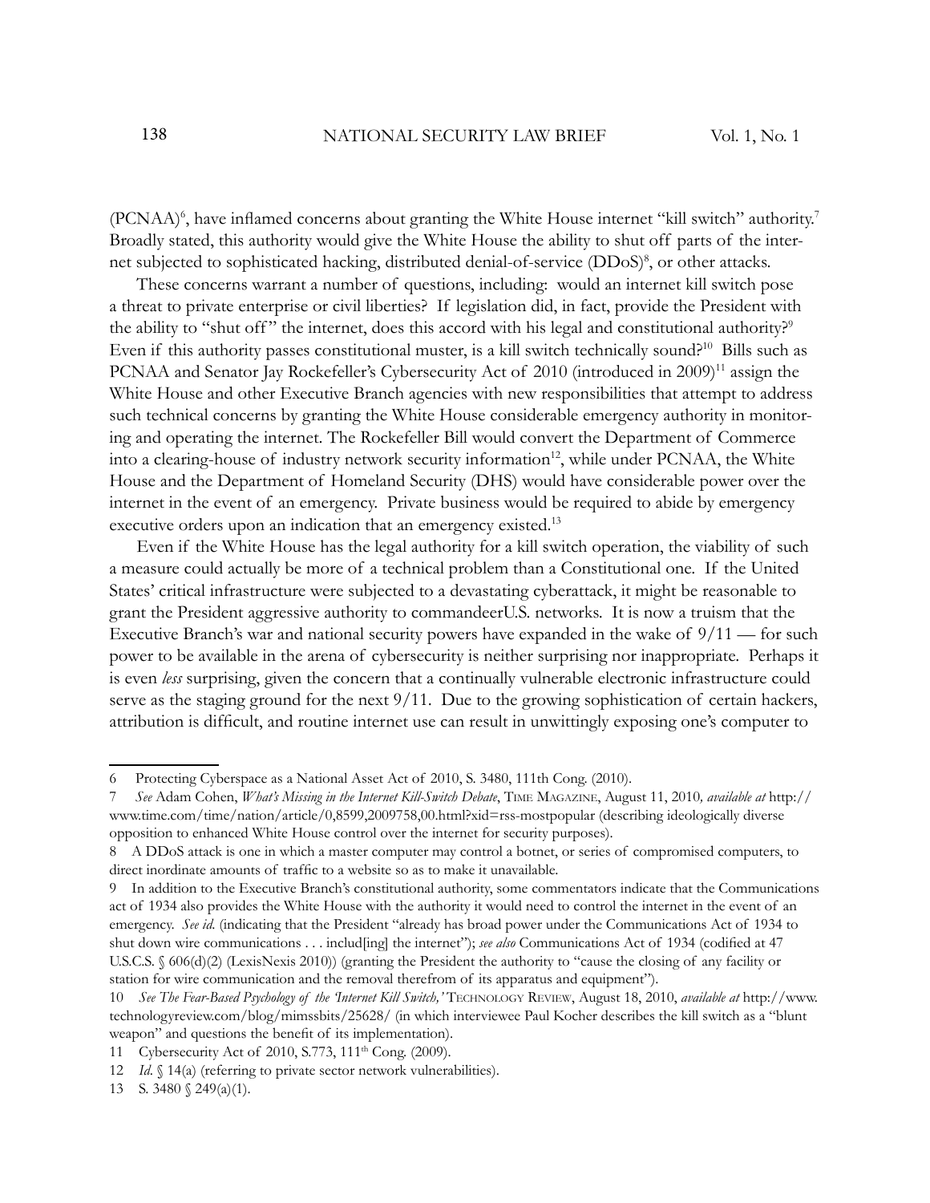(PCNAA)[6], have inflamed concerns about granting the White House internet "kill switch" authority.[7] Broadly stated, this authority would give the White House the ability to shut off parts of the internet subjected to sophisticated hacking, distributed denial-of-service (DDoS)[8], or other attacks.

These concerns warrant a number of questions, including: would an internet kill switch pose a threat to private enterprise or civil liberties? If legislation did, in fact, provide the President with the ability to "shut off" the internet, does this accord with his legal and constitutional authority?[9] Even if this authority passes constitutional muster, is a kill switch technically sound?[10] Bills such as PCNAA and Senator Jay Rockefeller's Cybersecurity Act of 2010 (introduced in 2009)[11] assign the White House and other Executive Branch agencies with new responsibilities that attempt to address such technical concerns by granting the White House considerable emergency authority in monitoring and operating the internet. The Rockefeller Bill would convert the Department of Commerce into a clearing-house of industry network security information[12], while under PCNAA, the White House and the Department of Homeland Security (DHS) would have considerable power over the internet in the event of an emergency. Private business would be required to abide by emergency executive orders upon an indication that an emergency existed.[13]

Even if the White House has the legal authority for a kill switch operation, the viability of such a measure could actually be more of a technical problem than a Constitutional one. If the United States' critical infrastructure were subjected to a devastating cyberattack, it might be reasonable to grant the President aggressive authority to commandeerU.S. networks. It is now a truism that the Executive Branch's war and national security powers have expanded in the wake of 9/11 — for such power to be available in the arena of cybersecurity is neither surprising nor inappropriate. Perhaps it is even *less* surprising, given the concern that a continually vulnerable electronic infrastructure could serve as the staging ground for the next 9/11. Due to the growing sophistication of certain hackers, attribution is difficult, and routine internet use can result in unwittingly exposing one's computer to

---

6 Protecting Cyberspace as a National Asset Act of 2010, S. 3480, 111th Cong. (2010).

7 *See* Adam Cohen, *What's Missing in the Internet Kill-Switch Debate*, Time Magazine, August 11, 2010, *available at* http://www.time.com/time/nation/article/0,8599,2009758,00.html?xid=rss-mostpopular (describing ideologically diverse opposition to enhanced White House control over the internet for security purposes).

8 A DDoS attack is one in which a master computer may control a botnet, or series of compromised computers, to direct inordinate amounts of traffic to a website so as to make it unavailable.

9 In addition to the Executive Branch's constitutional authority, some commentators indicate that the Communications act of 1934 also provides the White House with the authority it would need to control the internet in the event of an emergency. *See id.* (indicating that the President "already has broad power under the Communications Act of 1934 to shut down wire communications . . . includ[ing] the internet"); *see also* Communications Act of 1934 (codified at 47 U.S.C.S. § 606(d)(2) (LexisNexis 2010)) (granting the President the authority to "cause the closing of any facility or station for wire communication and the removal therefrom of its apparatus and equipment").

10 *See The Fear-Based Psychology of the 'Internet Kill Switch,'* Technology Review, August 18, 2010, *available at* http://www.technologyreview.com/blog/mimssbits/25628/ (in which interviewee Paul Kocher describes the kill switch as a "blunt weapon" and questions the benefit of its implementation).

11 Cybersecurity Act of 2010, S.773, 111th Cong. (2009).

12 *Id.* § 14(a) (referring to private sector network vulnerabilities).

13 S. 3480 § 249(a)(1).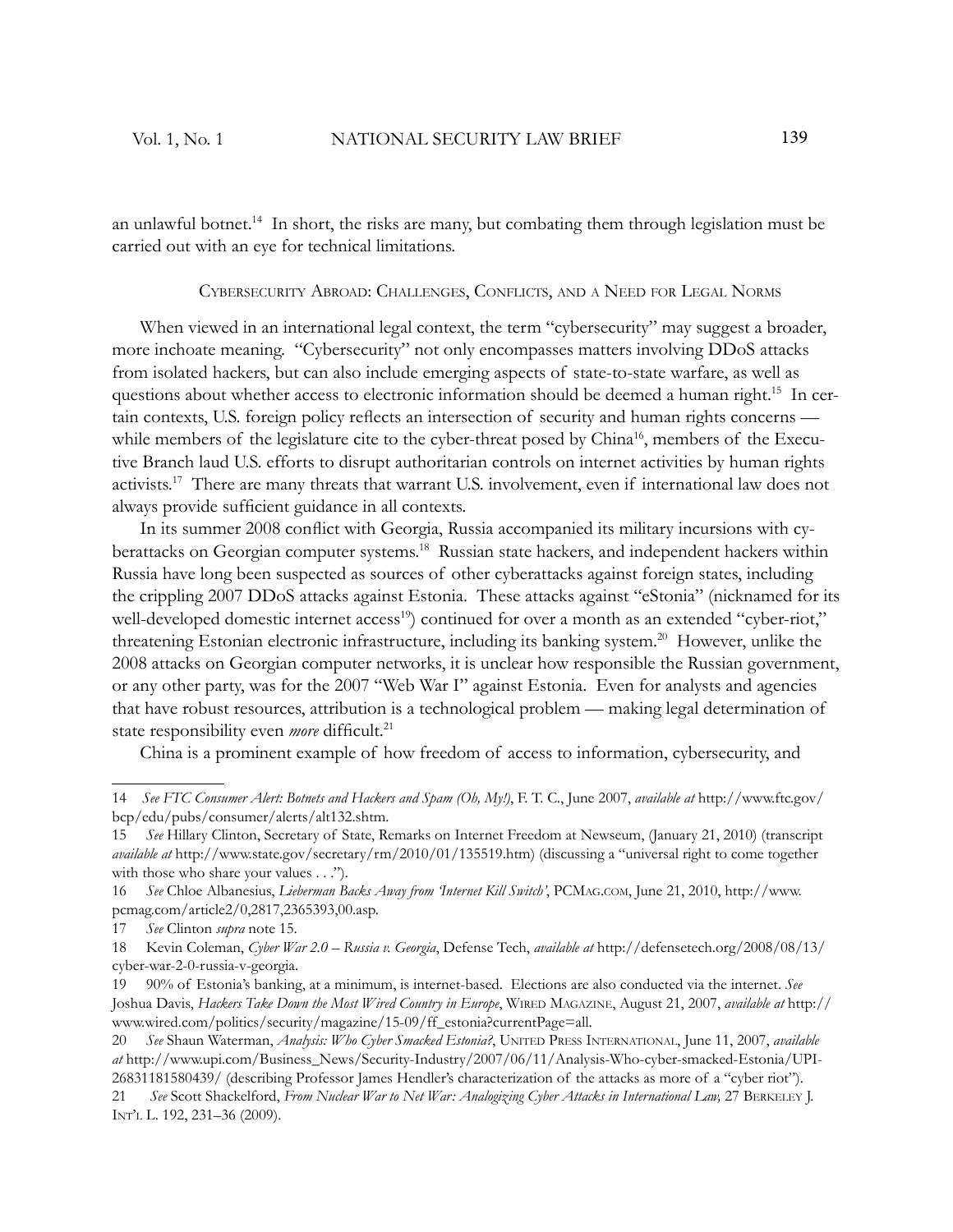an unlawful botnet.[14] In short, the risks are many, but combating them through legislation must be carried out with an eye for technical limitations.

## Cybersecurity Abroad: Challenges, Conflicts, and a Need for Legal Norms

When viewed in an international legal context, the term "cybersecurity" may suggest a broader, more inchoate meaning. "Cybersecurity" not only encompasses matters involving DDoS attacks from isolated hackers, but can also include emerging aspects of state-to-state warfare, as well as questions about whether access to electronic information should be deemed a human right.[15] In certain contexts, U.S. foreign policy reflects an intersection of security and human rights concerns — while members of the legislature cite to the cyber-threat posed by China[16], members of the Executive Branch laud U.S. efforts to disrupt authoritarian controls on internet activities by human rights activists.[17] There are many threats that warrant U.S. involvement, even if international law does not always provide sufficient guidance in all contexts.

In its summer 2008 conflict with Georgia, Russia accompanied its military incursions with cyberattacks on Georgian computer systems.[18] Russian state hackers, and independent hackers within Russia have long been suspected as sources of other cyberattacks against foreign states, including the crippling 2007 DDoS attacks against Estonia. These attacks against "eStonia" (nicknamed for its well-developed domestic internet access[19]) continued for over a month as an extended "cyber-riot," threatening Estonian electronic infrastructure, including its banking system.[20] However, unlike the 2008 attacks on Georgian computer networks, it is unclear how responsible the Russian government, or any other party, was for the 2007 "Web War I" against Estonia. Even for analysts and agencies that have robust resources, attribution is a technological problem — making legal determination of state responsibility even *more* difficult.[21]

China is a prominent example of how freedom of access to information, cybersecurity, and

---

14 *See FTC Consumer Alert: Botnets and Hackers and Spam (Oh, My!)*, F. T. C., June 2007, *available at* http://www.ftc.gov/bcp/edu/pubs/consumer/alerts/alt132.shtm.

15 *See* Hillary Clinton, Secretary of State, Remarks on Internet Freedom at Newseum, (January 21, 2010) (transcript *available at* http://www.state.gov/secretary/rm/2010/01/135519.htm) (discussing a "universal right to come together with those who share your values . . .").

16 *See* Chloe Albanesius, *Lieberman Backs Away from 'Internet Kill Switch'*, PCMag.com, June 21, 2010, http://www.pcmag.com/article2/0,2817,2365393,00.asp.

17 *See* Clinton *supra* note 15.

18 Kevin Coleman, *Cyber War 2.0 – Russia v. Georgia*, Defense Tech, *available at* http://defensetech.org/2008/08/13/cyber-war-2-0-russia-v-georgia.

19 90% of Estonia's banking, at a minimum, is internet-based. Elections are also conducted via the internet. *See* Joshua Davis, *Hackers Take Down the Most Wired Country in Europe*, Wired Magazine, August 21, 2007, *available at* http://www.wired.com/politics/security/magazine/15-09/ff_estonia?currentPage=all.

20 *See* Shaun Waterman, *Analysis: Who Cyber Smacked Estonia?*, United Press International, June 11, 2007, *available at* http://www.upi.com/Business_News/Security-Industry/2007/06/11/Analysis-Who-cyber-smacked-Estonia/UPI-26831181580439/ (describing Professor James Hendler's characterization of the attacks as more of a "cyber riot").

21 *See* Scott Shackelford, *From Nuclear War to Net War: Analogizing Cyber Attacks in International Law,* 27 Berkeley J. Int'l L. 192, 231–36 (2009).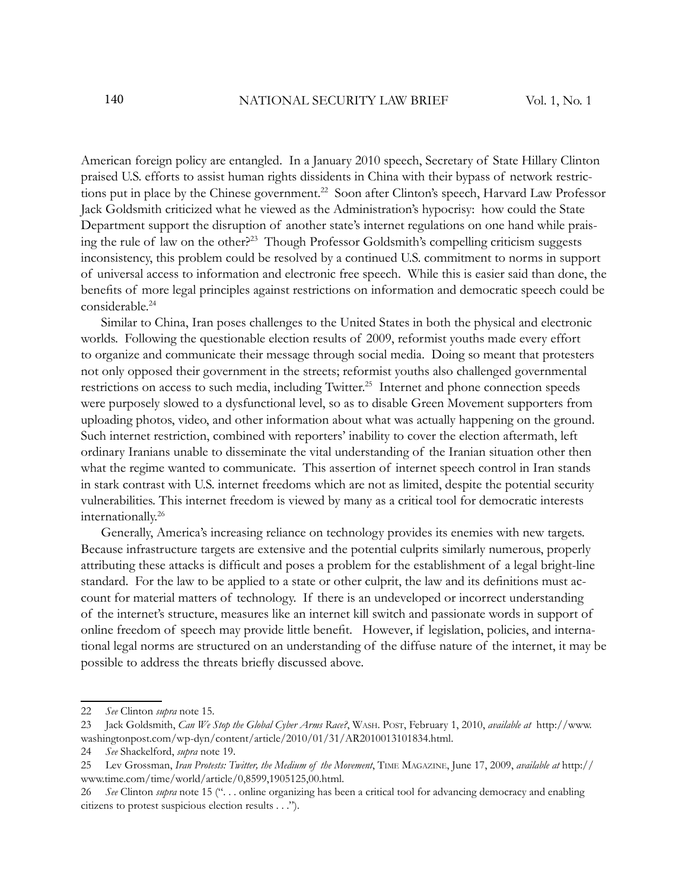American foreign policy are entangled. In a January 2010 speech, Secretary of State Hillary Clinton praised U.S. efforts to assist human rights dissidents in China with their bypass of network restrictions put in place by the Chinese government.[22] Soon after Clinton's speech, Harvard Law Professor Jack Goldsmith criticized what he viewed as the Administration's hypocrisy: how could the State Department support the disruption of another state's internet regulations on one hand while praising the rule of law on the other?[23] Though Professor Goldsmith's compelling criticism suggests inconsistency, this problem could be resolved by a continued U.S. commitment to norms in support of universal access to information and electronic free speech. While this is easier said than done, the benefits of more legal principles against restrictions on information and democratic speech could be considerable.[24]

Similar to China, Iran poses challenges to the United States in both the physical and electronic worlds. Following the questionable election results of 2009, reformist youths made every effort to organize and communicate their message through social media. Doing so meant that protesters not only opposed their government in the streets; reformist youths also challenged governmental restrictions on access to such media, including Twitter.[25] Internet and phone connection speeds were purposely slowed to a dysfunctional level, so as to disable Green Movement supporters from uploading photos, video, and other information about what was actually happening on the ground. Such internet restriction, combined with reporters' inability to cover the election aftermath, left ordinary Iranians unable to disseminate the vital understanding of the Iranian situation other then what the regime wanted to communicate. This assertion of internet speech control in Iran stands in stark contrast with U.S. internet freedoms which are not as limited, despite the potential security vulnerabilities. This internet freedom is viewed by many as a critical tool for democratic interests internationally.[26]

Generally, America's increasing reliance on technology provides its enemies with new targets. Because infrastructure targets are extensive and the potential culprits similarly numerous, properly attributing these attacks is difficult and poses a problem for the establishment of a legal bright-line standard. For the law to be applied to a state or other culprit, the law and its definitions must account for material matters of technology. If there is an undeveloped or incorrect understanding of the internet's structure, measures like an internet kill switch and passionate words in support of online freedom of speech may provide little benefit. However, if legislation, policies, and international legal norms are structured on an understanding of the diffuse nature of the internet, it may be possible to address the threats briefly discussed above.

---

22 *See* Clinton *supra* note 15.

23 Jack Goldsmith, *Can We Stop the Global Cyber Arms Race?*, Wash. Post, February 1, 2010, *available at* http://www.washingtonpost.com/wp-dyn/content/article/2010/01/31/AR2010013101834.html.

24 *See* Shackelford, *supra* note 19.

25 Lev Grossman, *Iran Protests: Twitter, the Medium of the Movement*, Time Magazine, June 17, 2009, *available at* http://www.time.com/time/world/article/0,8599,1905125,00.html.

26 *See* Clinton *supra* note 15 (". . . online organizing has been a critical tool for advancing democracy and enabling citizens to protest suspicious election results . . .").